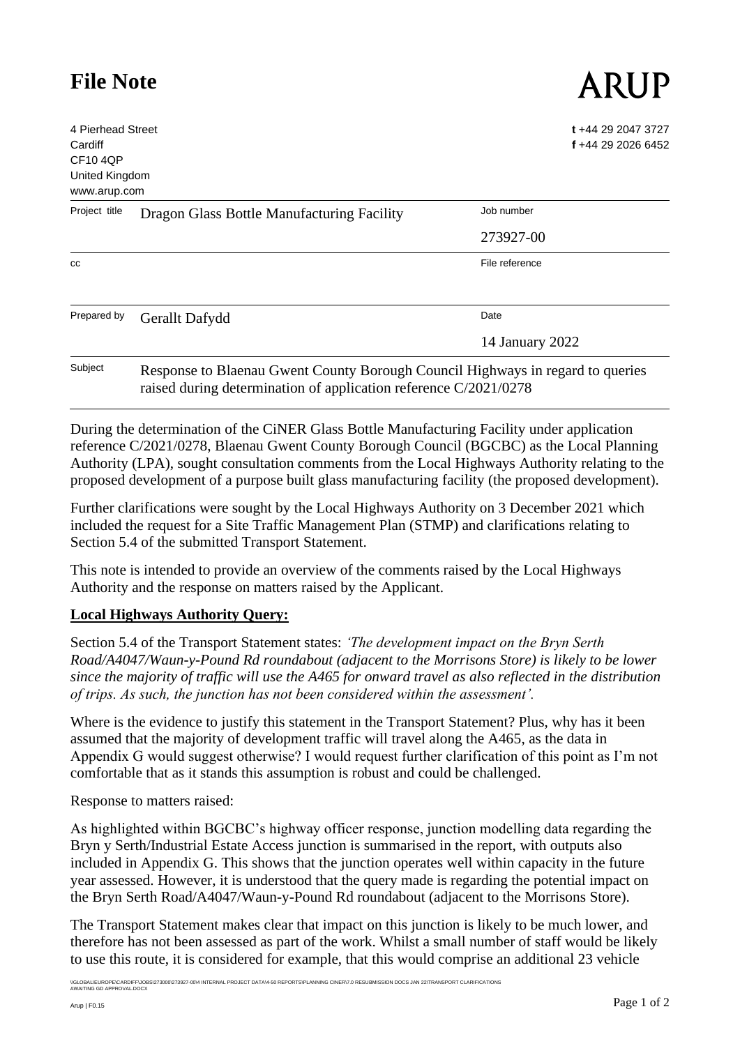# File Note

ARUP

4 Pierhead Street
Cardiff
CF10 4QP
United Kingdom
www.arup.com

**t** +44 29 2047 3727
**f** +44 29 2026 6452

| | | | |
|---|---|---|---|
| Project title | Dragon Glass Bottle Manufacturing Facility | Job number | 273927-00 |
| cc | | File reference | |
| Prepared by | Gerallt Dafydd | Date | 14 January 2022 |
| Subject | Response to Blaenau Gwent County Borough Council Highways in regard to queries raised during determination of application reference C/2021/0278 | | |

During the determination of the CiNER Glass Bottle Manufacturing Facility under application reference C/2021/0278, Blaenau Gwent County Borough Council (BGCBC) as the Local Planning Authority (LPA), sought consultation comments from the Local Highways Authority relating to the proposed development of a purpose built glass manufacturing facility (the proposed development).

Further clarifications were sought by the Local Highways Authority on 3 December 2021 which included the request for a Site Traffic Management Plan (STMP) and clarifications relating to Section 5.4 of the submitted Transport Statement.

This note is intended to provide an overview of the comments raised by the Local Highways Authority and the response on matters raised by the Applicant.

**Local Highways Authority Query:**

Section 5.4 of the Transport Statement states: *'The development impact on the Bryn Serth Road/A4047/Waun-y-Pound Rd roundabout (adjacent to the Morrisons Store) is likely to be lower since the majority of traffic will use the A465 for onward travel as also reflected in the distribution of trips. As such, the junction has not been considered within the assessment'.*

Where is the evidence to justify this statement in the Transport Statement? Plus, why has it been assumed that the majority of development traffic will travel along the A465, as the data in Appendix G would suggest otherwise? I would request further clarification of this point as I'm not comfortable that as it stands this assumption is robust and could be challenged.

Response to matters raised:

As highlighted within BGCBC's highway officer response, junction modelling data regarding the Bryn y Serth/Industrial Estate Access junction is summarised in the report, with outputs also included in Appendix G. This shows that the junction operates well within capacity in the future year assessed. However, it is understood that the query made is regarding the potential impact on the Bryn Serth Road/A4047/Waun-y-Pound Rd roundabout (adjacent to the Morrisons Store).

The Transport Statement makes clear that impact on this junction is likely to be much lower, and therefore has not been assessed as part of the work. Whilst a small number of staff would be likely to use this route, it is considered for example, that this would comprise an additional 23 vehicle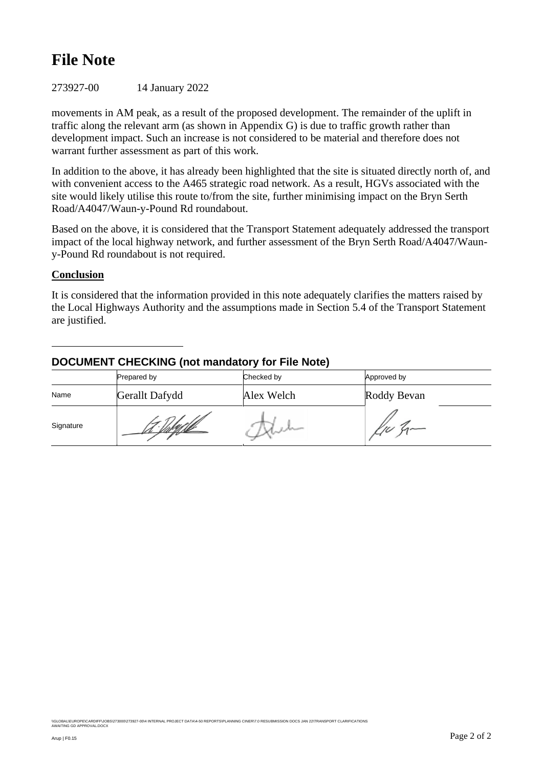# File Note

273927-00 14 January 2022

movements in AM peak, as a result of the proposed development. The remainder of the uplift in traffic along the relevant arm (as shown in Appendix G) is due to traffic growth rather than development impact. Such an increase is not considered to be material and therefore does not warrant further assessment as part of this work.

In addition to the above, it has already been highlighted that the site is situated directly north of, and with convenient access to the A465 strategic road network. As a result, HGVs associated with the site would likely utilise this route to/from the site, further minimising impact on the Bryn Serth Road/A4047/Waun-y-Pound Rd roundabout.

Based on the above, it is considered that the Transport Statement adequately addressed the transport impact of the local highway network, and further assessment of the Bryn Serth Road/A4047/Waun-y-Pound Rd roundabout is not required.

**Conclusion**

It is considered that the information provided in this note adequately clarifies the matters raised by the Local Highways Authority and the assumptions made in Section 5.4 of the Transport Statement are justified.

## DOCUMENT CHECKING (not mandatory for File Note)

| | Prepared by | Checked by | Approved by |
|---|---|---|---|
| Name | Gerallt Dafydd | Alex Welch | Roddy Bevan |
| Signature | | | |

\\GLOBAL\EUROPE\CARDIFF\JOBS\273000\273927-00\4 INTERNAL PROJECT DATA\4-50 REPORTS\PLANNING CINER\7.0 RESUBMISSION DOCS JAN 22\TRANSPORT CLARIFICATIONS AWAITING GD APPROVAL.DOCX

Arup | F0.15